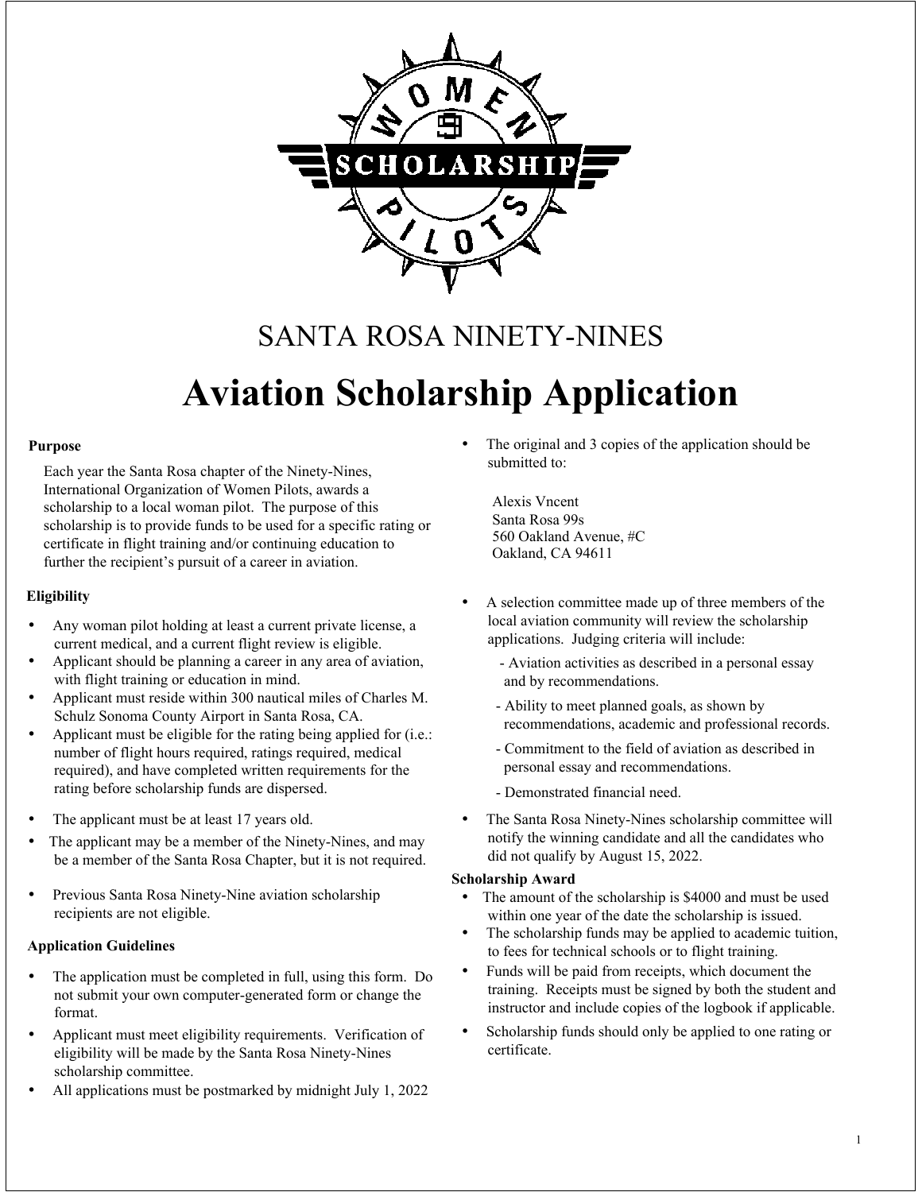# SANTA ROSA NINETY-NINES

# Aviation Scholarship Application

### Purpose

Each year the Santa Rosa chapter of the Ninety-Nines, International Organization of Women Pilots, awards a scholarship to a local woman pilot. The purpose of this scholarship is to provide funds to be used for a specific rating or certificate in flight training and/or continuing education to further the recipient's pursuit of a career in aviation.

### Eligibility

- Any woman pilot holding at least a current private license, a current medical, and a current flight review is eligible.
- Applicant should be planning a career in any area of aviation, with flight training or education in mind.
- Applicant must reside within 300 nautical miles of Charles M. Schulz Sonoma County Airport in Santa Rosa, CA.
- Applicant must be eligible for the rating being applied for (i.e.: number of flight hours required, ratings required, medical required), and have completed written requirements for the rating before scholarship funds are dispersed.
- The applicant must be at least 17 years old.
- The applicant may be a member of the Ninety-Nines, and may be a member of the Santa Rosa Chapter, but it is not required.
- Previous Santa Rosa Ninety-Nine aviation scholarship recipients are not eligible.

### Application Guidelines

- The application must be completed in full, using this form. Do not submit your own computer-generated form or change the format.
- Applicant must meet eligibility requirements. Verification of eligibility will be made by the Santa Rosa Ninety-Nines scholarship committee.
- All applications must be postmarked by midnight July 1, 2022
- The original and 3 copies of the application should be submitted to:

  Alexis Vncent
  Santa Rosa 99s
  560 Oakland Avenue, #C
  Oakland, CA 94611

- A selection committee made up of three members of the local aviation community will review the scholarship applications. Judging criteria will include:
  - Aviation activities as described in a personal essay and by recommendations.
  - Ability to meet planned goals, as shown by recommendations, academic and professional records.
  - Commitment to the field of aviation as described in personal essay and recommendations.
  - Demonstrated financial need.
- The Santa Rosa Ninety-Nines scholarship committee will notify the winning candidate and all the candidates who did not qualify by August 15, 2022.

### Scholarship Award

- The amount of the scholarship is $4000 and must be used within one year of the date the scholarship is issued.
- The scholarship funds may be applied to academic tuition, to fees for technical schools or to flight training.
- Funds will be paid from receipts, which document the training. Receipts must be signed by both the student and instructor and include copies of the logbook if applicable.
- Scholarship funds should only be applied to one rating or certificate.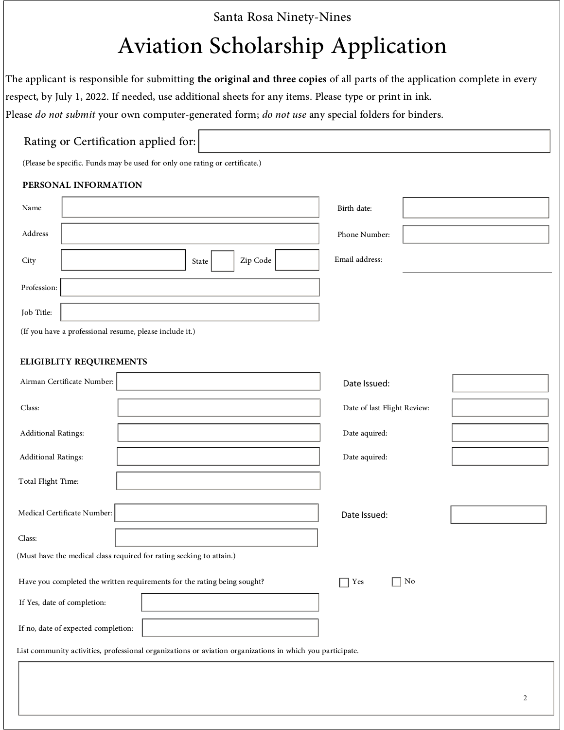Santa Rosa Ninety-Nines

# Aviation Scholarship Application

The applicant is responsible for submitting **the original and three copies** of all parts of the application complete in every respect, by July 1, 2022. If needed, use additional sheets for any items. Please type or print in ink.

Please *do not submit* your own computer-generated form; *do not use* any special folders for binders.

Rating or Certification applied for: ______________________

(Please be specific. Funds may be used for only one rating or certificate.)

## PERSONAL INFORMATION

Name: ______________________

Birth date: ______________________

Address: ______________________

Phone Number: ______________________

City: ______________________ State: ____ Zip Code: ________

Email address: ______________________

Profession: ______________________

Job Title: ______________________

(If you have a professional resume, please include it.)

## ELIGIBLITY REQUIREMENTS

Airman Certificate Number: ______________________

Date Issued: ______________________

Class: ______________________

Date of last Flight Review: ______________________

Additional Ratings: ______________________

Date aquired: ______________________

Additional Ratings: ______________________

Date aquired: ______________________

Total Flight Time: ______________________

Medical Certificate Number: ______________________

Date Issued: ______________________

Class: ______________________

(Must have the medical class required for rating seeking to attain.)

Have you completed the written requirements for the rating being sought? ☐ Yes ☐ No

If Yes, date of completion: ______________________

If no, date of expected completion: ______________________

List community activities, professional organizations or aviation organizations in which you participate.

______________________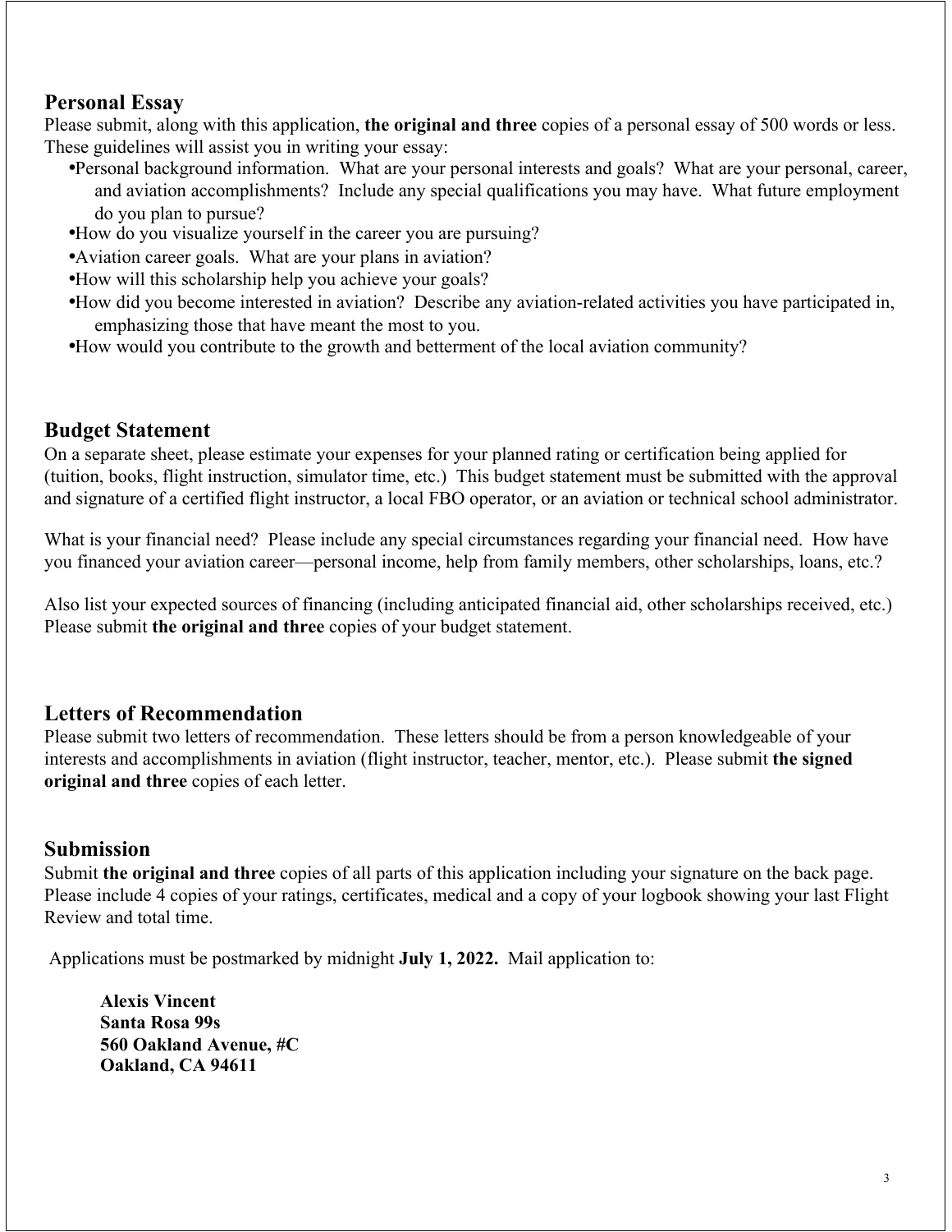## Personal Essay

Please submit, along with this application, **the original and three** copies of a personal essay of 500 words or less. These guidelines will assist you in writing your essay:

- Personal background information. What are your personal interests and goals? What are your personal, career, and aviation accomplishments? Include any special qualifications you may have. What future employment do you plan to pursue?
- How do you visualize yourself in the career you are pursuing?
- Aviation career goals. What are your plans in aviation?
- How will this scholarship help you achieve your goals?
- How did you become interested in aviation? Describe any aviation-related activities you have participated in, emphasizing those that have meant the most to you.
- How would you contribute to the growth and betterment of the local aviation community?

## Budget Statement

On a separate sheet, please estimate your expenses for your planned rating or certification being applied for (tuition, books, flight instruction, simulator time, etc.) This budget statement must be submitted with the approval and signature of a certified flight instructor, a local FBO operator, or an aviation or technical school administrator.

What is your financial need? Please include any special circumstances regarding your financial need. How have you financed your aviation career—personal income, help from family members, other scholarships, loans, etc.?

Also list your expected sources of financing (including anticipated financial aid, other scholarships received, etc.) Please submit **the original and three** copies of your budget statement.

## Letters of Recommendation

Please submit two letters of recommendation. These letters should be from a person knowledgeable of your interests and accomplishments in aviation (flight instructor, teacher, mentor, etc.). Please submit **the signed original and three** copies of each letter.

## Submission

Submit **the original and three** copies of all parts of this application including your signature on the back page. Please include 4 copies of your ratings, certificates, medical and a copy of your logbook showing your last Flight Review and total time.

Applications must be postmarked by midnight **July 1, 2022.** Mail application to:

**Alexis Vincent**
**Santa Rosa 99s**
**560 Oakland Avenue, #C**
**Oakland, CA 94611**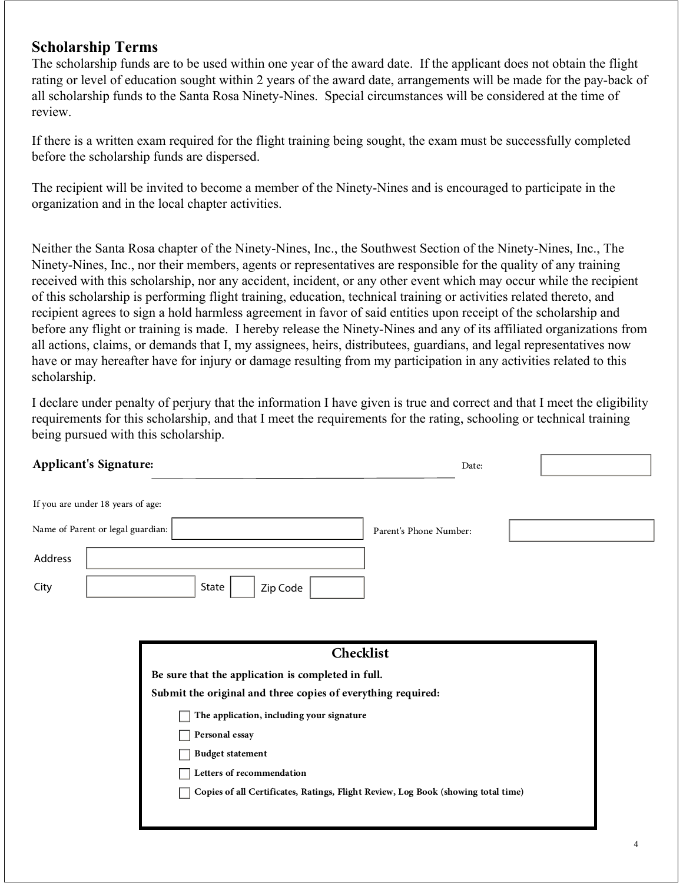## Scholarship Terms

The scholarship funds are to be used within one year of the award date. If the applicant does not obtain the flight rating or level of education sought within 2 years of the award date, arrangements will be made for the pay-back of all scholarship funds to the Santa Rosa Ninety-Nines. Special circumstances will be considered at the time of review.

If there is a written exam required for the flight training being sought, the exam must be successfully completed before the scholarship funds are dispersed.

The recipient will be invited to become a member of the Ninety-Nines and is encouraged to participate in the organization and in the local chapter activities.

Neither the Santa Rosa chapter of the Ninety-Nines, Inc., the Southwest Section of the Ninety-Nines, Inc., The Ninety-Nines, Inc., nor their members, agents or representatives are responsible for the quality of any training received with this scholarship, nor any accident, incident, or any other event which may occur while the recipient of this scholarship is performing flight training, education, technical training or activities related thereto, and recipient agrees to sign a hold harmless agreement in favor of said entities upon receipt of the scholarship and before any flight or training is made. I hereby release the Ninety-Nines and any of its affiliated organizations from all actions, claims, or demands that I, my assignees, heirs, distributees, guardians, and legal representatives now have or may hereafter have for injury or damage resulting from my participation in any activities related to this scholarship.

I declare under penalty of perjury that the information I have given is true and correct and that I meet the eligibility requirements for this scholarship, and that I meet the requirements for the rating, schooling or technical training being pursued with this scholarship.

**Applicant's Signature:** ______________________________ Date: __________

If you are under 18 years of age:

Name of Parent or legal guardian: __________ Parent's Phone Number: __________

Address __________

City __________ State ____ Zip Code ______

### Checklist

**Be sure that the application is completed in full.**

**Submit the original and three copies of everything required:**

- ☐ **The application, including your signature**
- ☐ **Personal essay**
- ☐ **Budget statement**
- ☐ **Letters of recommendation**
- ☐ **Copies of all Certificates, Ratings, Flight Review, Log Book (showing total time)**